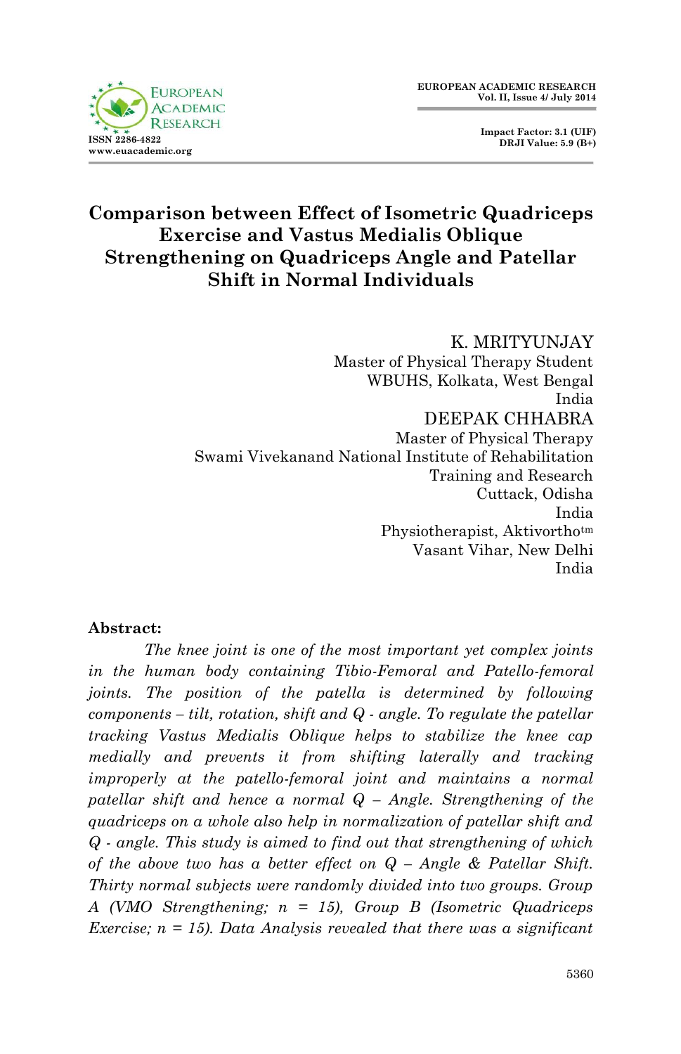# Comparison between Effect of Isometric Quadriceps Exercise and Vastus Medialis Oblique Strengthening on Quadriceps Angle and Patellar Shift in Normal Individuals

K. MRITYUNJAY
Master of Physical Therapy Student
WBUHS, Kolkata, West Bengal
India

DEEPAK CHHABRA
Master of Physical Therapy
Swami Vivekanand National Institute of Rehabilitation Training and Research
Cuttack, Odisha
India
Physiotherapist, Aktivortho™
Vasant Vihar, New Delhi
India

**Abstract:**

*The knee joint is one of the most important yet complex joints in the human body containing Tibio-Femoral and Patello-femoral joints. The position of the patella is determined by following components – tilt, rotation, shift and Q - angle. To regulate the patellar tracking Vastus Medialis Oblique helps to stabilize the knee cap medially and prevents it from shifting laterally and tracking improperly at the patello-femoral joint and maintains a normal patellar shift and hence a normal Q – Angle. Strengthening of the quadriceps on a whole also help in normalization of patellar shift and Q - angle. This study is aimed to find out that strengthening of which of the above two has a better effect on Q – Angle & Patellar Shift. Thirty normal subjects were randomly divided into two groups. Group A (VMO Strengthening; n = 15), Group B (Isometric Quadriceps Exercise; n = 15). Data Analysis revealed that there was a significant*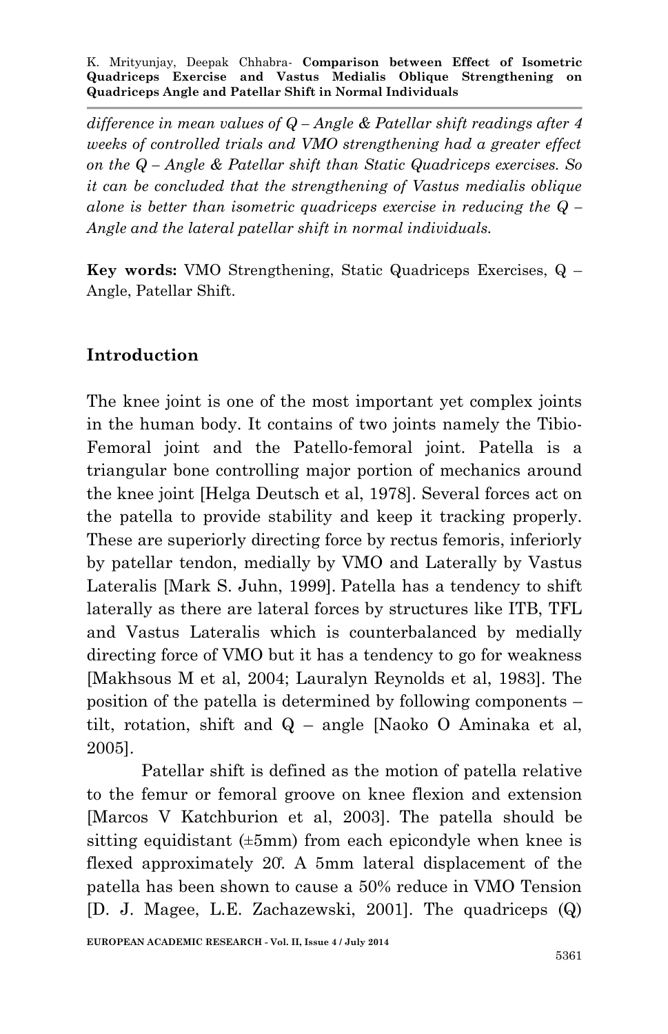*difference in mean values of Q – Angle & Patellar shift readings after 4 weeks of controlled trials and VMO strengthening had a greater effect on the Q – Angle & Patellar shift than Static Quadriceps exercises. So it can be concluded that the strengthening of Vastus medialis oblique alone is better than isometric quadriceps exercise in reducing the Q – Angle and the lateral patellar shift in normal individuals.*

**Key words:** VMO Strengthening, Static Quadriceps Exercises, Q – Angle, Patellar Shift.

## Introduction

The knee joint is one of the most important yet complex joints in the human body. It contains of two joints namely the Tibio-Femoral joint and the Patello-femoral joint. Patella is a triangular bone controlling major portion of mechanics around the knee joint [Helga Deutsch et al, 1978]. Several forces act on the patella to provide stability and keep it tracking properly. These are superiorly directing force by rectus femoris, inferiorly by patellar tendon, medially by VMO and Laterally by Vastus Lateralis [Mark S. Juhn, 1999]. Patella has a tendency to shift laterally as there are lateral forces by structures like ITB, TFL and Vastus Lateralis which is counterbalanced by medially directing force of VMO but it has a tendency to go for weakness [Makhsous M et al, 2004; Lauralyn Reynolds et al, 1983]. The position of the patella is determined by following components – tilt, rotation, shift and Q – angle [Naoko O Aminaka et al, 2005].

Patellar shift is defined as the motion of patella relative to the femur or femoral groove on knee flexion and extension [Marcos V Katchburion et al, 2003]. The patella should be sitting equidistant (±5mm) from each epicondyle when knee is flexed approximately 20̊. A 5mm lateral displacement of the patella has been shown to cause a 50% reduce in VMO Tension [D. J. Magee, L.E. Zachazewski, 2001]. The quadriceps (Q)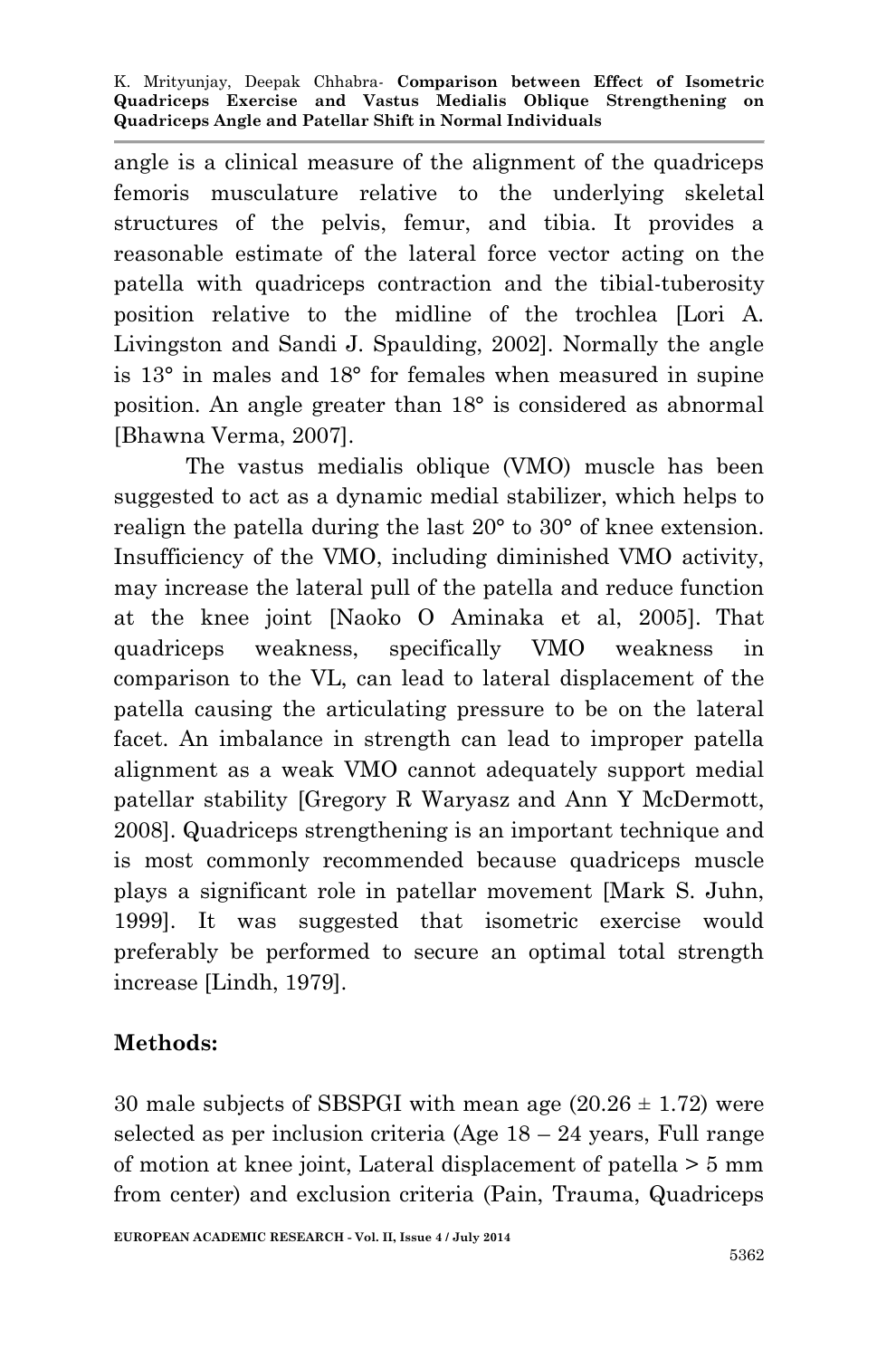angle is a clinical measure of the alignment of the quadriceps femoris musculature relative to the underlying skeletal structures of the pelvis, femur, and tibia. It provides a reasonable estimate of the lateral force vector acting on the patella with quadriceps contraction and the tibial-tuberosity position relative to the midline of the trochlea [Lori A. Livingston and Sandi J. Spaulding, 2002]. Normally the angle is 13° in males and 18° for females when measured in supine position. An angle greater than 18° is considered as abnormal [Bhawna Verma, 2007].

The vastus medialis oblique (VMO) muscle has been suggested to act as a dynamic medial stabilizer, which helps to realign the patella during the last 20° to 30° of knee extension. Insufficiency of the VMO, including diminished VMO activity, may increase the lateral pull of the patella and reduce function at the knee joint [Naoko O Aminaka et al, 2005]. That quadriceps weakness, specifically VMO weakness in comparison to the VL, can lead to lateral displacement of the patella causing the articulating pressure to be on the lateral facet. An imbalance in strength can lead to improper patella alignment as a weak VMO cannot adequately support medial patellar stability [Gregory R Waryasz and Ann Y McDermott, 2008]. Quadriceps strengthening is an important technique and is most commonly recommended because quadriceps muscle plays a significant role in patellar movement [Mark S. Juhn, 1999]. It was suggested that isometric exercise would preferably be performed to secure an optimal total strength increase [Lindh, 1979].

## Methods:

30 male subjects of SBSPGI with mean age (20.26 ± 1.72) were selected as per inclusion criteria (Age 18 – 24 years, Full range of motion at knee joint, Lateral displacement of patella > 5 mm from center) and exclusion criteria (Pain, Trauma, Quadriceps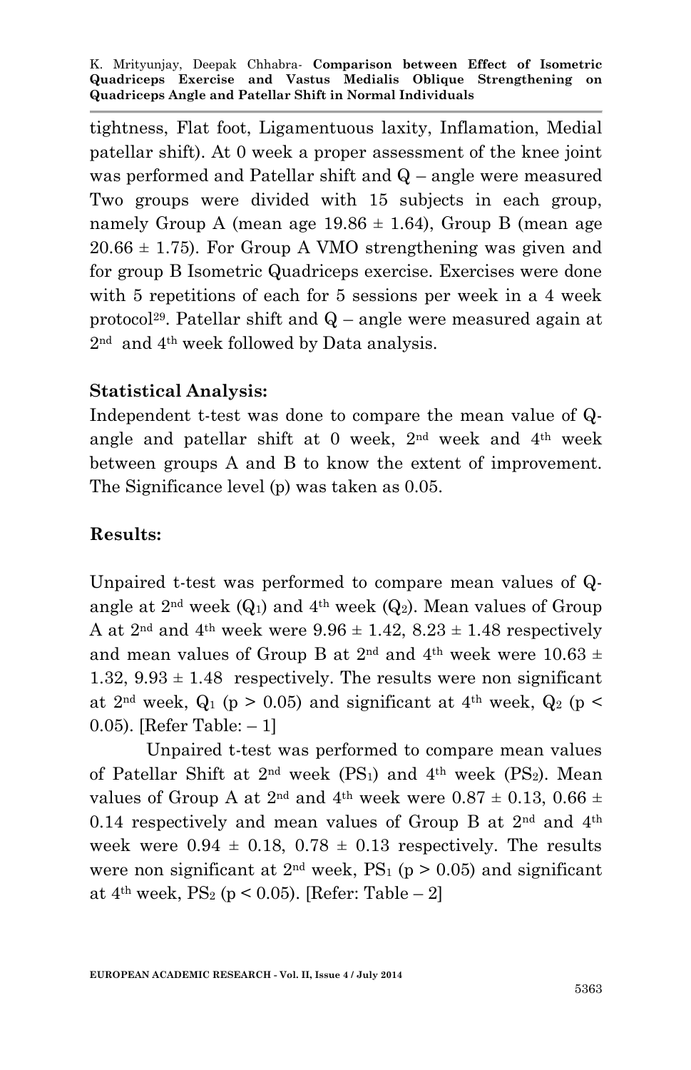tightness, Flat foot, Ligamentuous laxity, Inflamation, Medial patellar shift). At 0 week a proper assessment of the knee joint was performed and Patellar shift and Q – angle were measured Two groups were divided with 15 subjects in each group, namely Group A (mean age 19.86 ± 1.64), Group B (mean age 20.66 ± 1.75). For Group A VMO strengthening was given and for group B Isometric Quadriceps exercise. Exercises were done with 5 repetitions of each for 5 sessions per week in a 4 week protocol[29]. Patellar shift and Q – angle were measured again at 2nd and 4th week followed by Data analysis.

**Statistical Analysis:**

Independent t-test was done to compare the mean value of Q-angle and patellar shift at 0 week, 2nd week and 4th week between groups A and B to know the extent of improvement. The Significance level (p) was taken as 0.05.

**Results:**

Unpaired t-test was performed to compare mean values of Q-angle at 2nd week ($Q_1$) and 4th week ($Q_2$). Mean values of Group A at 2nd and 4th week were 9.96 ± 1.42, 8.23 ± 1.48 respectively and mean values of Group B at 2nd and 4th week were 10.63 ± 1.32, 9.93 ± 1.48 respectively. The results were non significant at 2nd week, $Q_1$ ($p > 0.05$) and significant at 4th week, $Q_2$ ($p < 0.05$). [Refer Table: – 1]

Unpaired t-test was performed to compare mean values of Patellar Shift at 2nd week ($PS_1$) and 4th week ($PS_2$). Mean values of Group A at 2nd and 4th week were 0.87 ± 0.13, 0.66 ± 0.14 respectively and mean values of Group B at 2nd and 4th week were 0.94 ± 0.18, 0.78 ± 0.13 respectively. The results were non significant at 2nd week, $PS_1$ ($p > 0.05$) and significant at 4th week, $PS_2$ ($p < 0.05$). [Refer: Table – 2]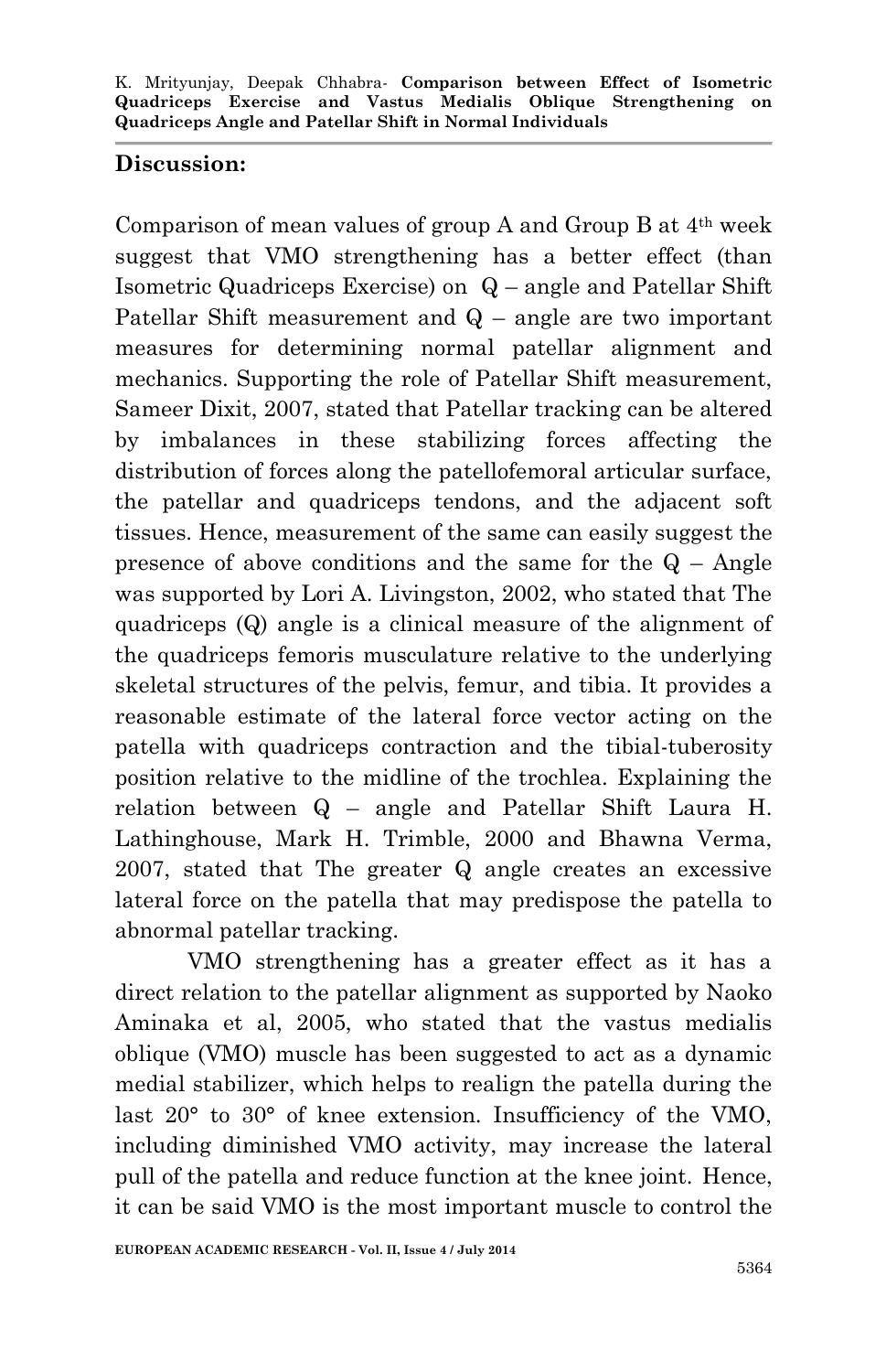## Discussion:

Comparison of mean values of group A and Group B at 4th week suggest that VMO strengthening has a better effect (than Isometric Quadriceps Exercise) on Q – angle and Patellar Shift Patellar Shift measurement and Q – angle are two important measures for determining normal patellar alignment and mechanics. Supporting the role of Patellar Shift measurement, Sameer Dixit, 2007, stated that Patellar tracking can be altered by imbalances in these stabilizing forces affecting the distribution of forces along the patellofemoral articular surface, the patellar and quadriceps tendons, and the adjacent soft tissues. Hence, measurement of the same can easily suggest the presence of above conditions and the same for the Q – Angle was supported by Lori A. Livingston, 2002, who stated that The quadriceps (Q) angle is a clinical measure of the alignment of the quadriceps femoris musculature relative to the underlying skeletal structures of the pelvis, femur, and tibia. It provides a reasonable estimate of the lateral force vector acting on the patella with quadriceps contraction and the tibial-tuberosity position relative to the midline of the trochlea. Explaining the relation between Q – angle and Patellar Shift Laura H. Lathinghouse, Mark H. Trimble, 2000 and Bhawna Verma, 2007, stated that The greater Q angle creates an excessive lateral force on the patella that may predispose the patella to abnormal patellar tracking.

VMO strengthening has a greater effect as it has a direct relation to the patellar alignment as supported by Naoko Aminaka et al, 2005, who stated that the vastus medialis oblique (VMO) muscle has been suggested to act as a dynamic medial stabilizer, which helps to realign the patella during the last 20° to 30° of knee extension. Insufficiency of the VMO, including diminished VMO activity, may increase the lateral pull of the patella and reduce function at the knee joint. Hence, it can be said VMO is the most important muscle to control the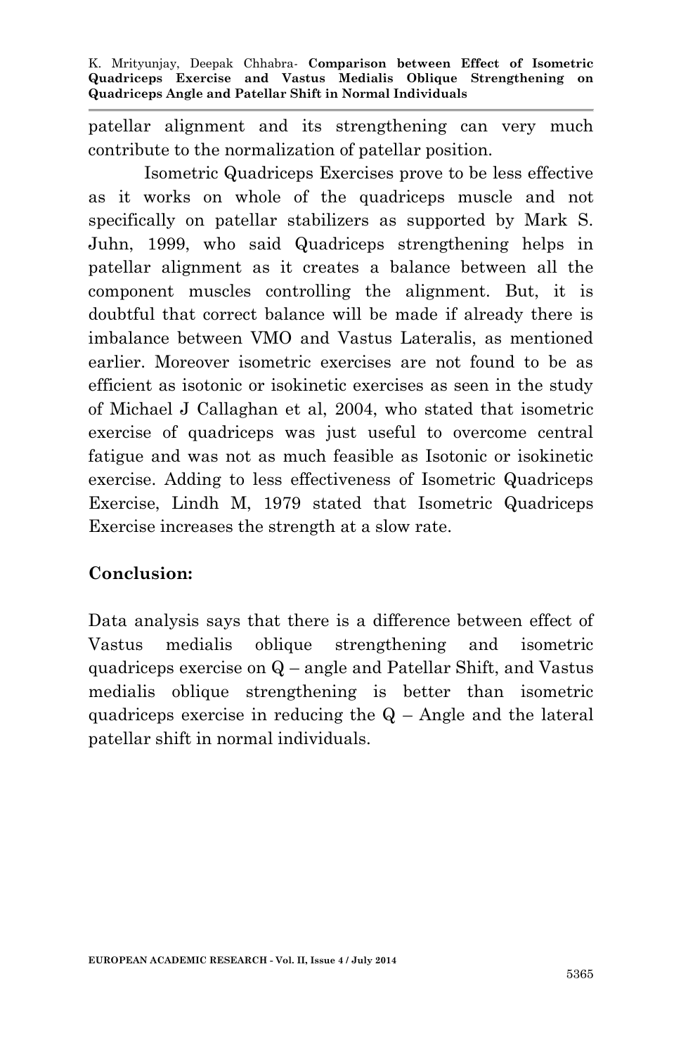patellar alignment and its strengthening can very much contribute to the normalization of patellar position.

Isometric Quadriceps Exercises prove to be less effective as it works on whole of the quadriceps muscle and not specifically on patellar stabilizers as supported by Mark S. Juhn, 1999, who said Quadriceps strengthening helps in patellar alignment as it creates a balance between all the component muscles controlling the alignment. But, it is doubtful that correct balance will be made if already there is imbalance between VMO and Vastus Lateralis, as mentioned earlier. Moreover isometric exercises are not found to be as efficient as isotonic or isokinetic exercises as seen in the study of Michael J Callaghan et al, 2004, who stated that isometric exercise of quadriceps was just useful to overcome central fatigue and was not as much feasible as Isotonic or isokinetic exercise. Adding to less effectiveness of Isometric Quadriceps Exercise, Lindh M, 1979 stated that Isometric Quadriceps Exercise increases the strength at a slow rate.

## Conclusion:

Data analysis says that there is a difference between effect of Vastus medialis oblique strengthening and isometric quadriceps exercise on Q – angle and Patellar Shift, and Vastus medialis oblique strengthening is better than isometric quadriceps exercise in reducing the Q – Angle and the lateral patellar shift in normal individuals.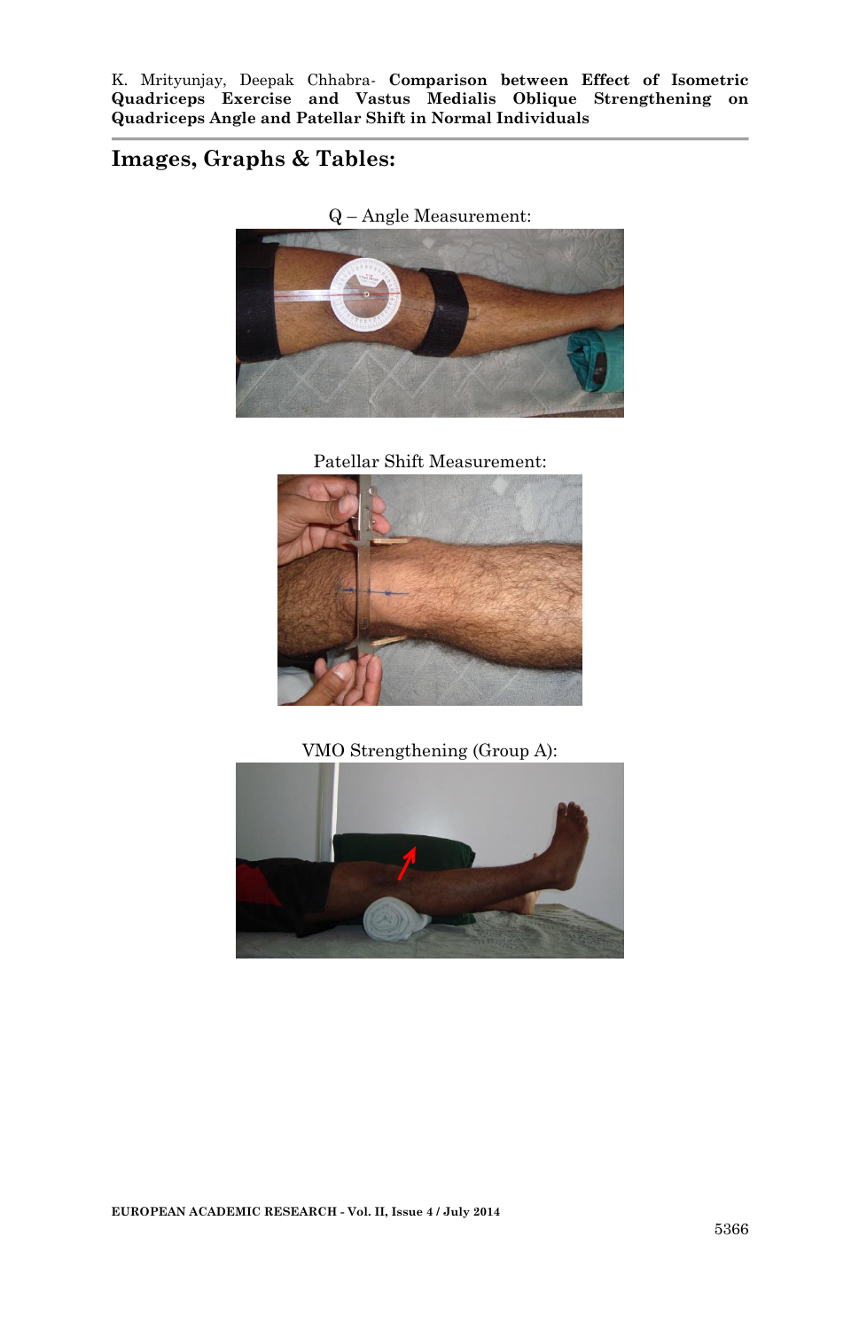## Images, Graphs & Tables:

Q – Angle Measurement:

Patellar Shift Measurement:

VMO Strengthening (Group A):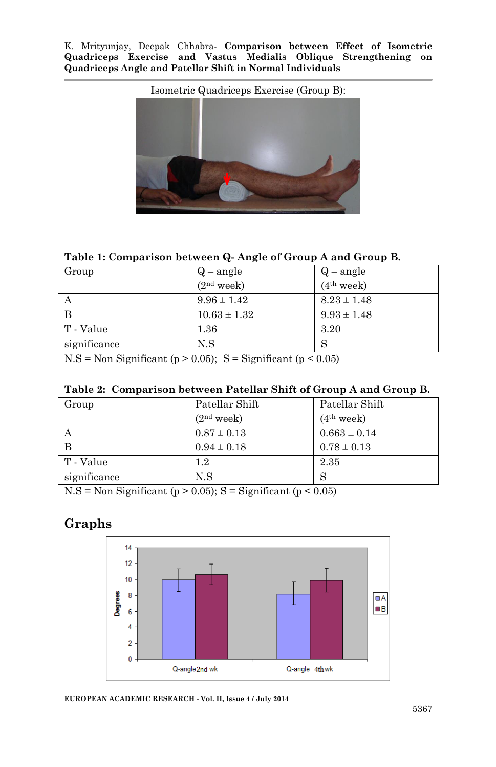Isometric Quadriceps Exercise (Group B):

**Table 1: Comparison between Q- Angle of Group A and Group B.**

| Group | Q – angle (2nd week) | Q – angle (4th week) |
|---|---|---|
| A | 9.96 ± 1.42 | 8.23 ± 1.48 |
| B | 10.63 ± 1.32 | 9.93 ± 1.48 |
| T - Value | 1.36 | 3.20 |
| significance | N.S | S |

N.S = Non Significant ($p > 0.05$); S = Significant ($p < 0.05$)

**Table 2: Comparison between Patellar Shift of Group A and Group B.**

| Group | Patellar Shift (2nd week) | Patellar Shift (4th week) |
|---|---|---|
| A | 0.87 ± 0.13 | 0.663 ± 0.14 |
| B | 0.94 ± 0.18 | 0.78 ± 0.13 |
| T - Value | 1.2 | 2.35 |
| significance | N.S | S |

N.S = Non Significant ($p > 0.05$); S = Significant ($p < 0.05$)

## Graphs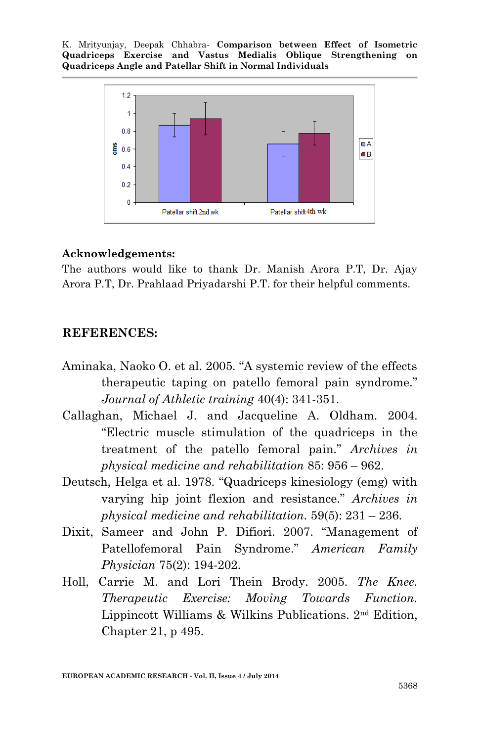## Acknowledgements:

The authors would like to thank Dr. Manish Arora P.T, Dr. Ajay Arora P.T, Dr. Prahlaad Priyadarshi P.T. for their helpful comments.

## REFERENCES:

Aminaka, Naoko O. et al. 2005. "A systemic review of the effects therapeutic taping on patello femoral pain syndrome." *Journal of Athletic training* 40(4): 341-351.

Callaghan, Michael J. and Jacqueline A. Oldham. 2004. "Electric muscle stimulation of the quadriceps in the treatment of the patello femoral pain." *Archives in physical medicine and rehabilitation* 85: 956 – 962.

Deutsch, Helga et al. 1978. "Quadriceps kinesiology (emg) with varying hip joint flexion and resistance." *Archives in physical medicine and rehabilitation.* 59(5): 231 – 236.

Dixit, Sameer and John P. Difiori. 2007. "Management of Patellofemoral Pain Syndrome." *American Family Physician* 75(2): 194-202.

Holl, Carrie M. and Lori Thein Brody. 2005. *The Knee. Therapeutic Exercise: Moving Towards Function.* Lippincott Williams & Wilkins Publications. 2nd Edition, Chapter 21, p 495.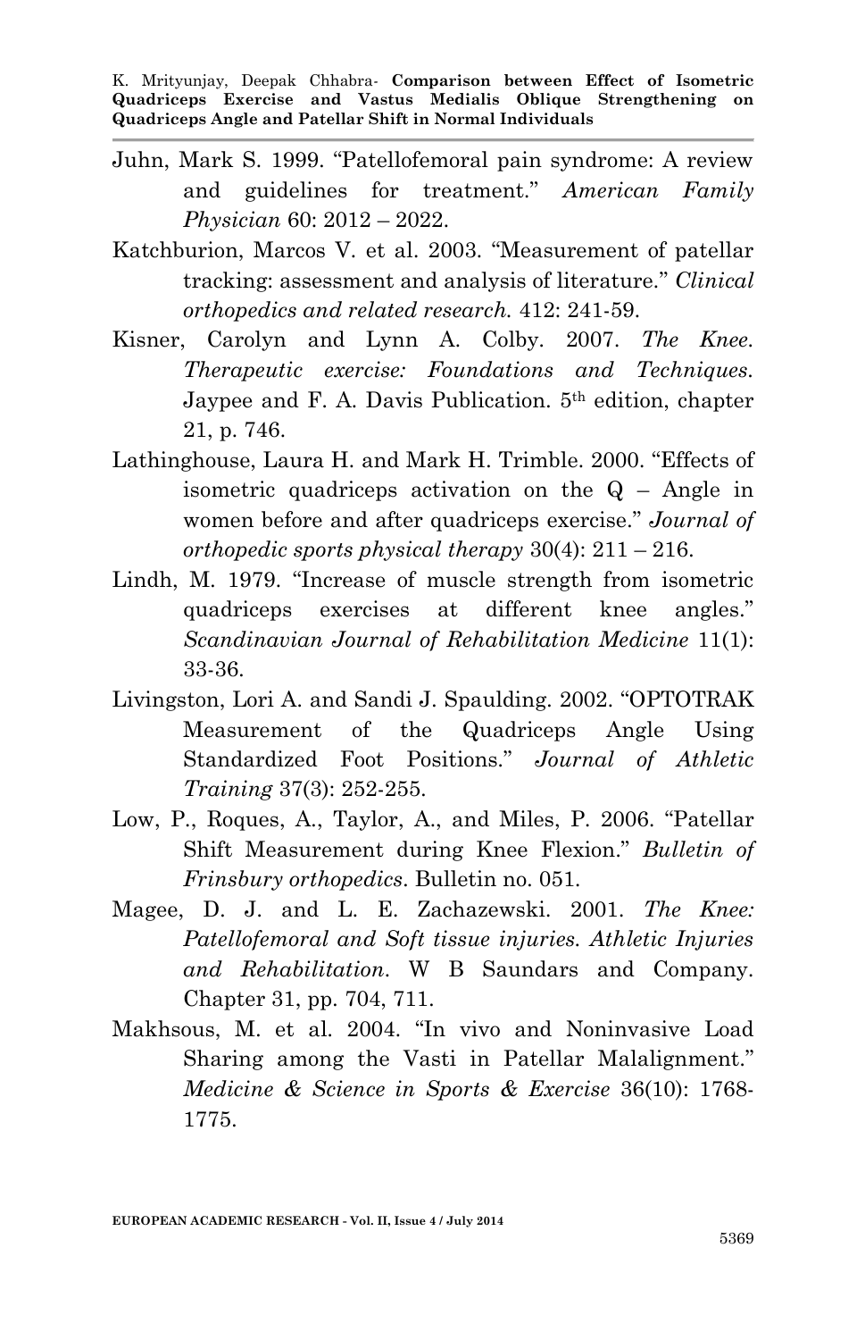Juhn, Mark S. 1999. "Patellofemoral pain syndrome: A review and guidelines for treatment." *American Family Physician* 60: 2012 – 2022.

Katchburion, Marcos V. et al. 2003. "Measurement of patellar tracking: assessment and analysis of literature." *Clinical orthopedics and related research.* 412: 241-59.

Kisner, Carolyn and Lynn A. Colby. 2007. *The Knee. Therapeutic exercise: Foundations and Techniques.* Jaypee and F. A. Davis Publication. 5th edition, chapter 21, p. 746.

Lathinghouse, Laura H. and Mark H. Trimble. 2000. "Effects of isometric quadriceps activation on the Q – Angle in women before and after quadriceps exercise." *Journal of orthopedic sports physical therapy* 30(4): 211 – 216.

Lindh, M. 1979. "Increase of muscle strength from isometric quadriceps exercises at different knee angles." *Scandinavian Journal of Rehabilitation Medicine* 11(1): 33-36.

Livingston, Lori A. and Sandi J. Spaulding. 2002. "OPTOTRAK Measurement of the Quadriceps Angle Using Standardized Foot Positions." *Journal of Athletic Training* 37(3): 252-255.

Low, P., Roques, A., Taylor, A., and Miles, P. 2006. "Patellar Shift Measurement during Knee Flexion." *Bulletin of Frinsbury orthopedics*. Bulletin no. 051.

Magee, D. J. and L. E. Zachazewski. 2001. *The Knee: Patellofemoral and Soft tissue injuries. Athletic Injuries and Rehabilitation*. W B Saundars and Company. Chapter 31, pp. 704, 711.

Makhsous, M. et al. 2004. "In vivo and Noninvasive Load Sharing among the Vasti in Patellar Malalignment." *Medicine & Science in Sports & Exercise* 36(10): 1768-1775.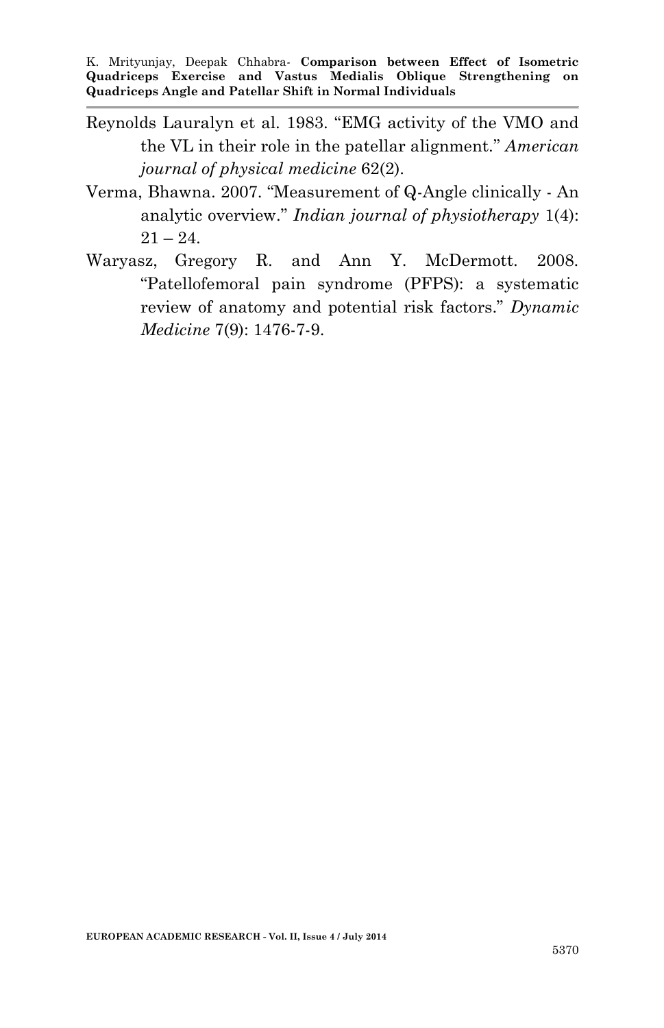Reynolds Lauralyn et al. 1983. "EMG activity of the VMO and the VL in their role in the patellar alignment." *American journal of physical medicine* 62(2).

Verma, Bhawna. 2007. "Measurement of Q-Angle clinically - An analytic overview." *Indian journal of physiotherapy* 1(4): 21 – 24.

Waryasz, Gregory R. and Ann Y. McDermott. 2008. "Patellofemoral pain syndrome (PFPS): a systematic review of anatomy and potential risk factors." *Dynamic Medicine* 7(9): 1476-7-9.